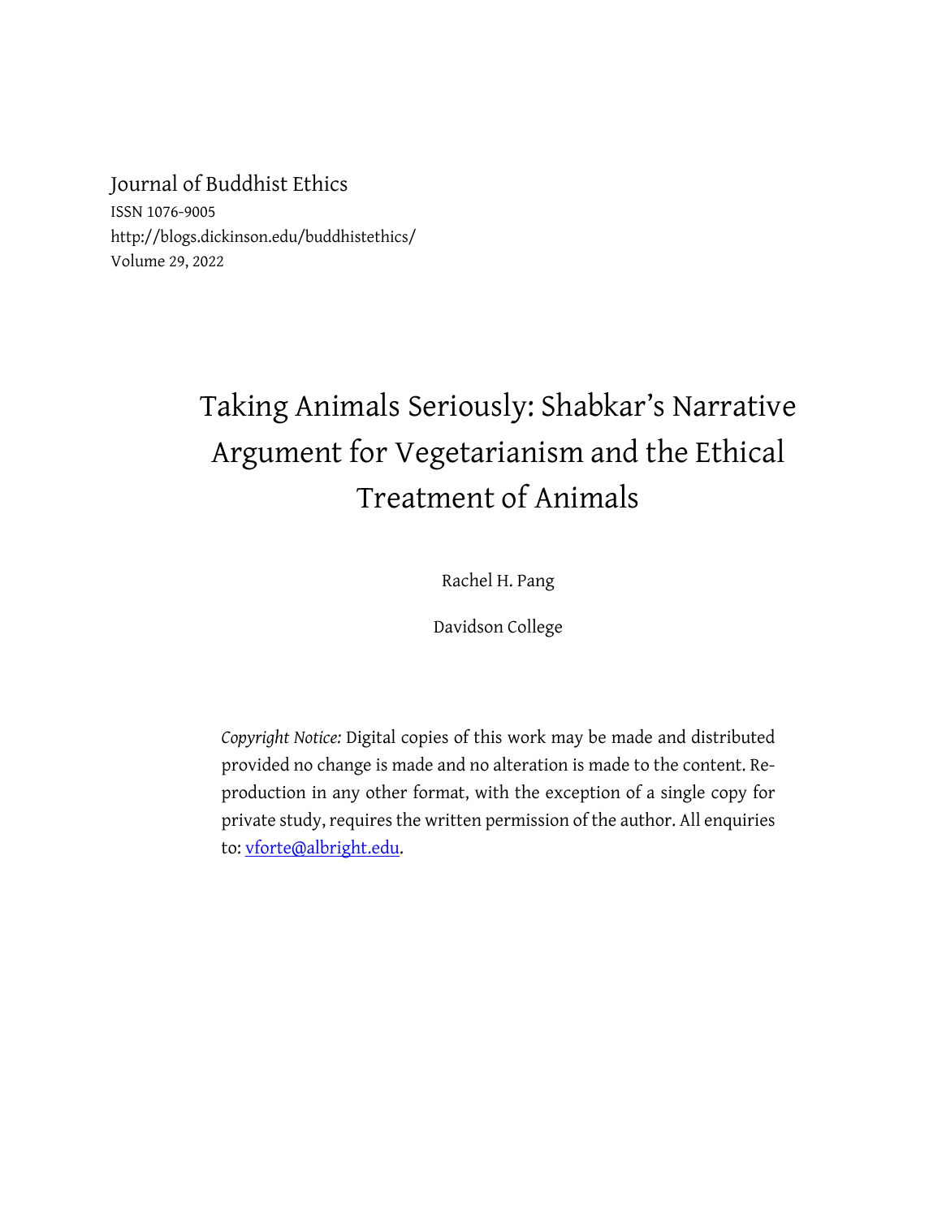Journal of Buddhist Ethics
ISSN 1076-9005
http://blogs.dickinson.edu/buddhistethics/
Volume 29, 2022

# Taking Animals Seriously: Shabkar's Narrative Argument for Vegetarianism and the Ethical Treatment of Animals

Rachel H. Pang

Davidson College

*Copyright Notice:* Digital copies of this work may be made and distributed provided no change is made and no alteration is made to the content. Reproduction in any other format, with the exception of a single copy for private study, requires the written permission of the author. All enquiries to: vforte@albright.edu.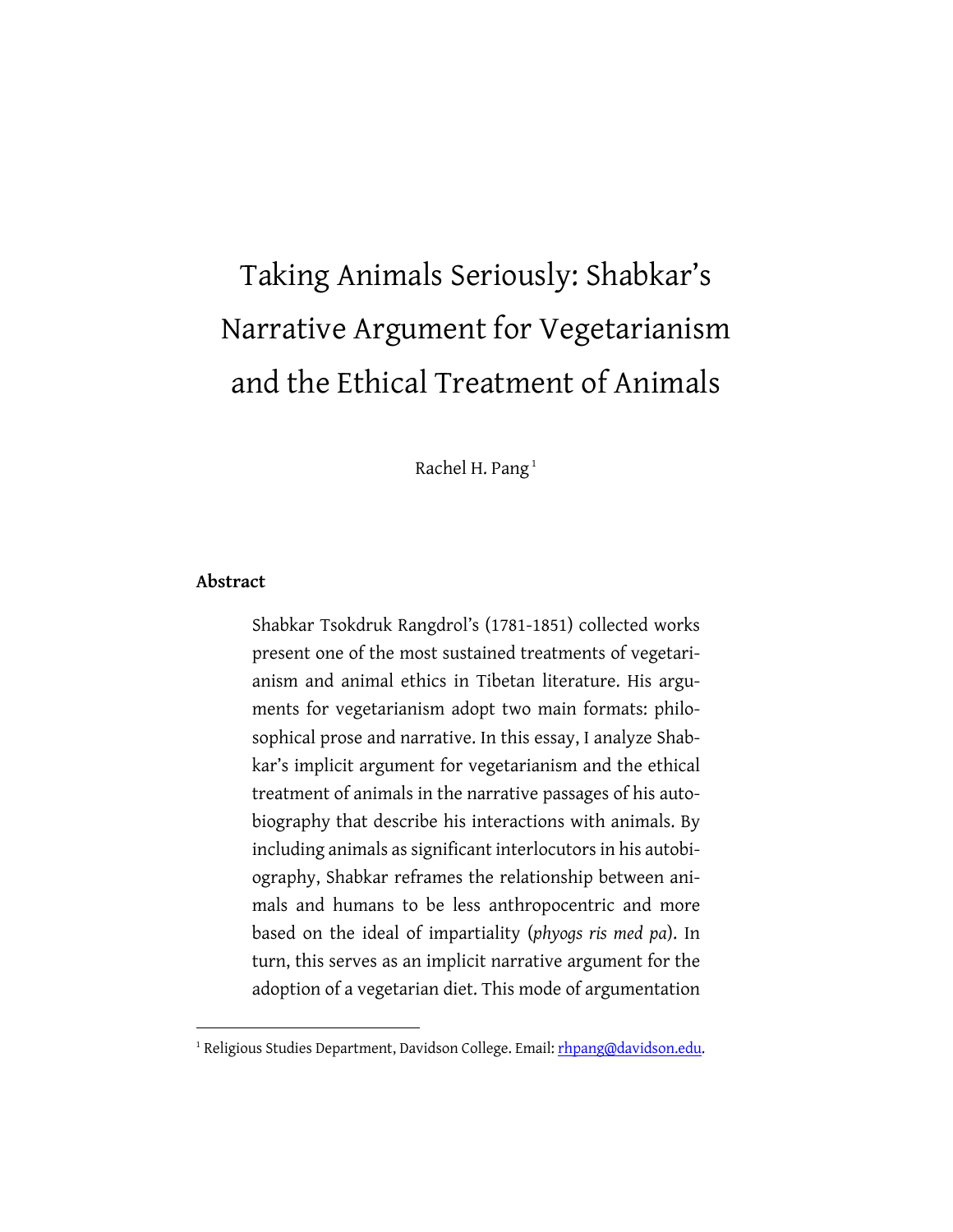# Taking Animals Seriously: Shabkar's Narrative Argument for Vegetarianism and the Ethical Treatment of Animals

Rachel H. Pang [1]

**Abstract**

Shabkar Tsokdruk Rangdrol's (1781-1851) collected works present one of the most sustained treatments of vegetarianism and animal ethics in Tibetan literature. His arguments for vegetarianism adopt two main formats: philosophical prose and narrative. In this essay, I analyze Shabkar's implicit argument for vegetarianism and the ethical treatment of animals in the narrative passages of his autobiography that describe his interactions with animals. By including animals as significant interlocutors in his autobiography, Shabkar reframes the relationship between animals and humans to be less anthropocentric and more based on the ideal of impartiality (*phyogs ris med pa*). In turn, this serves as an implicit narrative argument for the adoption of a vegetarian diet. This mode of argumentation

[1] Religious Studies Department, Davidson College. Email: rhpang@davidson.edu.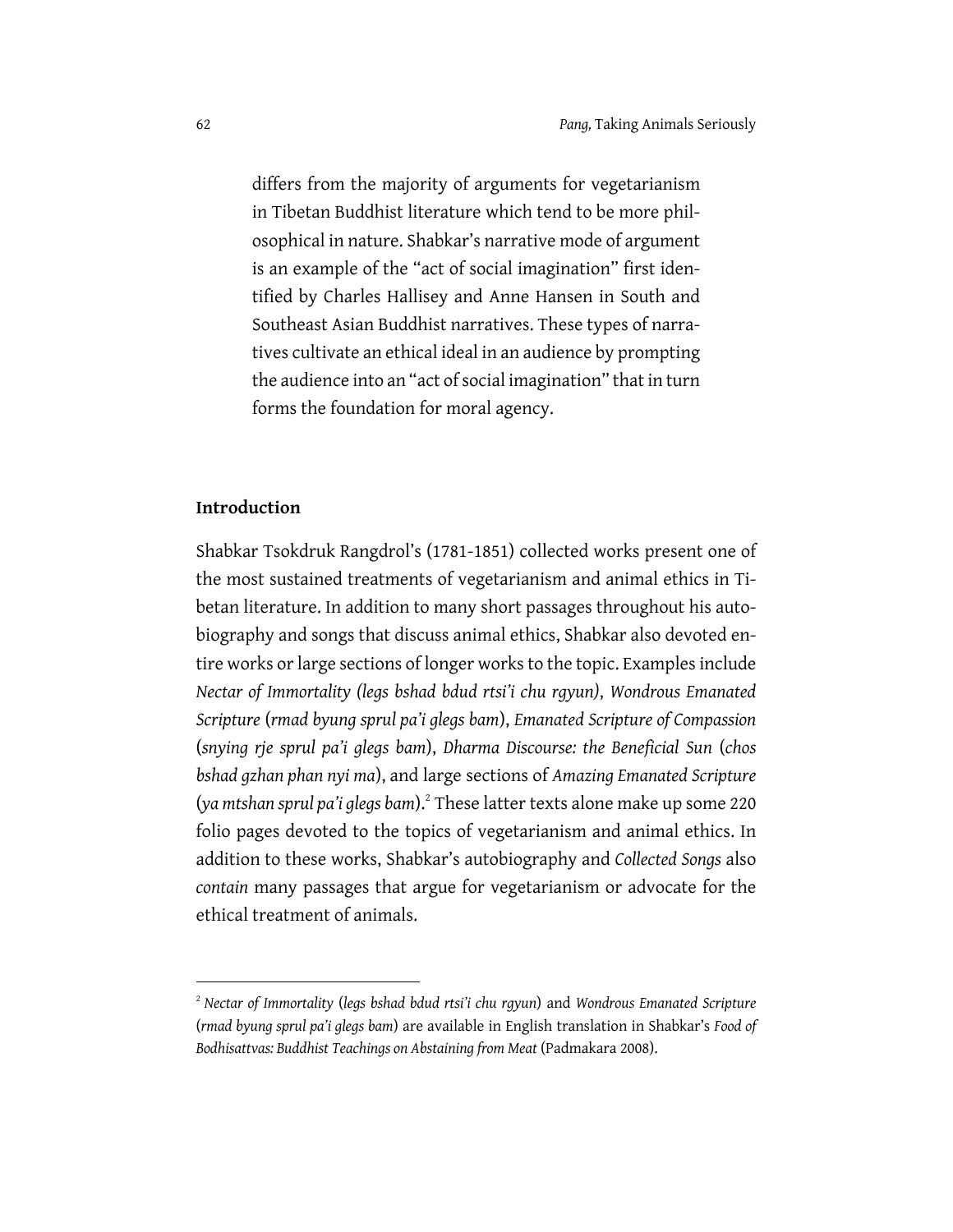differs from the majority of arguments for vegetarianism in Tibetan Buddhist literature which tend to be more philosophical in nature. Shabkar's narrative mode of argument is an example of the "act of social imagination" first identified by Charles Hallisey and Anne Hansen in South and Southeast Asian Buddhist narratives. These types of narratives cultivate an ethical ideal in an audience by prompting the audience into an "act of social imagination" that in turn forms the foundation for moral agency.

## Introduction

Shabkar Tsokdruk Rangdrol's (1781-1851) collected works present one of the most sustained treatments of vegetarianism and animal ethics in Tibetan literature. In addition to many short passages throughout his autobiography and songs that discuss animal ethics, Shabkar also devoted entire works or large sections of longer works to the topic. Examples include *Nectar of Immortality (legs bshad bdud rtsi'i chu rgyun)*, *Wondrous Emanated Scripture* (*rmad byung sprul pa'i glegs bam*), *Emanated Scripture of Compassion* (*snying rje sprul pa'i glegs bam*), *Dharma Discourse: the Beneficial Sun* (*chos bshad gzhan phan nyi ma*), and large sections of *Amazing Emanated Scripture* (*ya mtshan sprul pa'i glegs bam*).[2] These latter texts alone make up some 220 folio pages devoted to the topics of vegetarianism and animal ethics. In addition to these works, Shabkar's autobiography and *Collected Songs* also *contain* many passages that argue for vegetarianism or advocate for the ethical treatment of animals.

---

[2] *Nectar of Immortality* (*legs bshad bdud rtsi'i chu rgyun*) and *Wondrous Emanated Scripture* (*rmad byung sprul pa'i glegs bam*) are available in English translation in Shabkar's *Food of Bodhisattvas: Buddhist Teachings on Abstaining from Meat* (Padmakara 2008).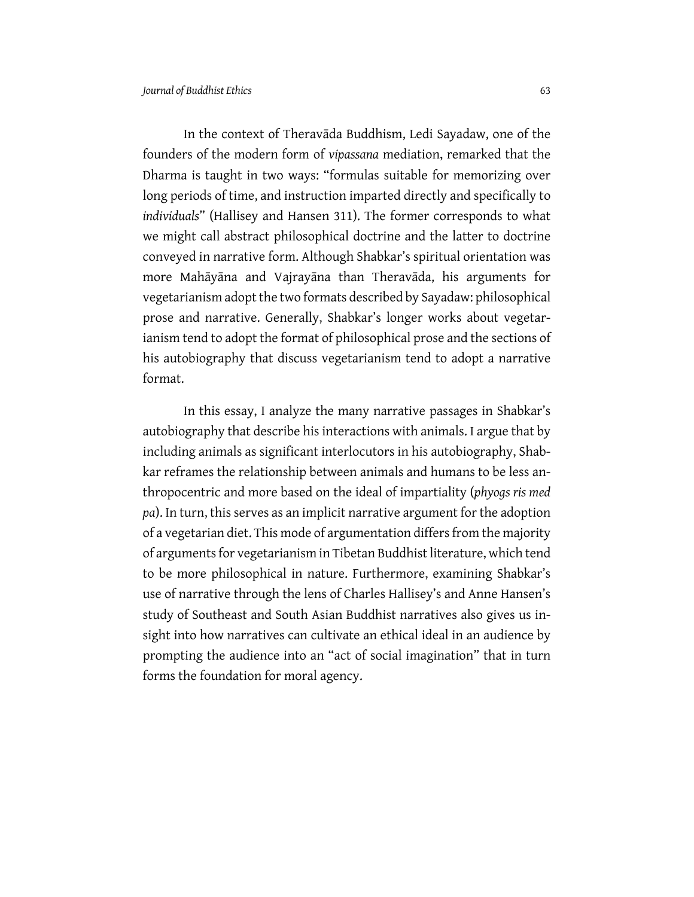In the context of Theravāda Buddhism, Ledi Sayadaw, one of the founders of the modern form of *vipassana* mediation, remarked that the Dharma is taught in two ways: "formulas suitable for memorizing over long periods of time, and instruction imparted directly and specifically to *individuals*" (Hallisey and Hansen 311). The former corresponds to what we might call abstract philosophical doctrine and the latter to doctrine conveyed in narrative form. Although Shabkar's spiritual orientation was more Mahāyāna and Vajrayāna than Theravāda, his arguments for vegetarianism adopt the two formats described by Sayadaw: philosophical prose and narrative. Generally, Shabkar's longer works about vegetarianism tend to adopt the format of philosophical prose and the sections of his autobiography that discuss vegetarianism tend to adopt a narrative format.

In this essay, I analyze the many narrative passages in Shabkar's autobiography that describe his interactions with animals. I argue that by including animals as significant interlocutors in his autobiography, Shabkar reframes the relationship between animals and humans to be less anthropocentric and more based on the ideal of impartiality (*phyogs ris med pa*). In turn, this serves as an implicit narrative argument for the adoption of a vegetarian diet. This mode of argumentation differs from the majority of arguments for vegetarianism in Tibetan Buddhist literature, which tend to be more philosophical in nature. Furthermore, examining Shabkar's use of narrative through the lens of Charles Hallisey's and Anne Hansen's study of Southeast and South Asian Buddhist narratives also gives us insight into how narratives can cultivate an ethical ideal in an audience by prompting the audience into an "act of social imagination" that in turn forms the foundation for moral agency.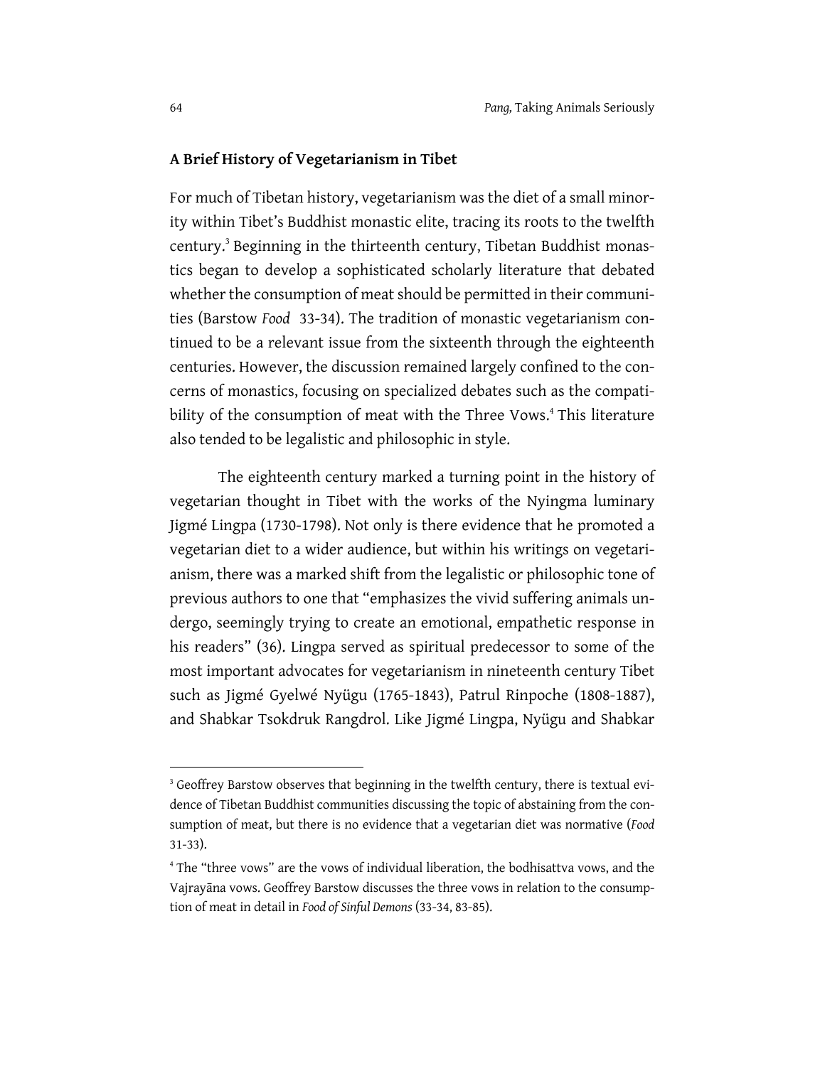## A Brief History of Vegetarianism in Tibet

For much of Tibetan history, vegetarianism was the diet of a small minority within Tibet's Buddhist monastic elite, tracing its roots to the twelfth century.[3] Beginning in the thirteenth century, Tibetan Buddhist monastics began to develop a sophisticated scholarly literature that debated whether the consumption of meat should be permitted in their communities (Barstow *Food* 33-34). The tradition of monastic vegetarianism continued to be a relevant issue from the sixteenth through the eighteenth centuries. However, the discussion remained largely confined to the concerns of monastics, focusing on specialized debates such as the compatibility of the consumption of meat with the Three Vows.[4] This literature also tended to be legalistic and philosophic in style.

The eighteenth century marked a turning point in the history of vegetarian thought in Tibet with the works of the Nyingma luminary Jigmé Lingpa (1730-1798). Not only is there evidence that he promoted a vegetarian diet to a wider audience, but within his writings on vegetarianism, there was a marked shift from the legalistic or philosophic tone of previous authors to one that "emphasizes the vivid suffering animals undergo, seemingly trying to create an emotional, empathetic response in his readers" (36). Lingpa served as spiritual predecessor to some of the most important advocates for vegetarianism in nineteenth century Tibet such as Jigmé Gyelwé Nyügu (1765-1843), Patrul Rinpoche (1808-1887), and Shabkar Tsokdruk Rangdrol. Like Jigmé Lingpa, Nyügu and Shabkar

---

[3] Geoffrey Barstow observes that beginning in the twelfth century, there is textual evidence of Tibetan Buddhist communities discussing the topic of abstaining from the consumption of meat, but there is no evidence that a vegetarian diet was normative (*Food* 31-33).

[4] The "three vows" are the vows of individual liberation, the bodhisattva vows, and the Vajrayāna vows. Geoffrey Barstow discusses the three vows in relation to the consumption of meat in detail in *Food of Sinful Demons* (33-34, 83-85).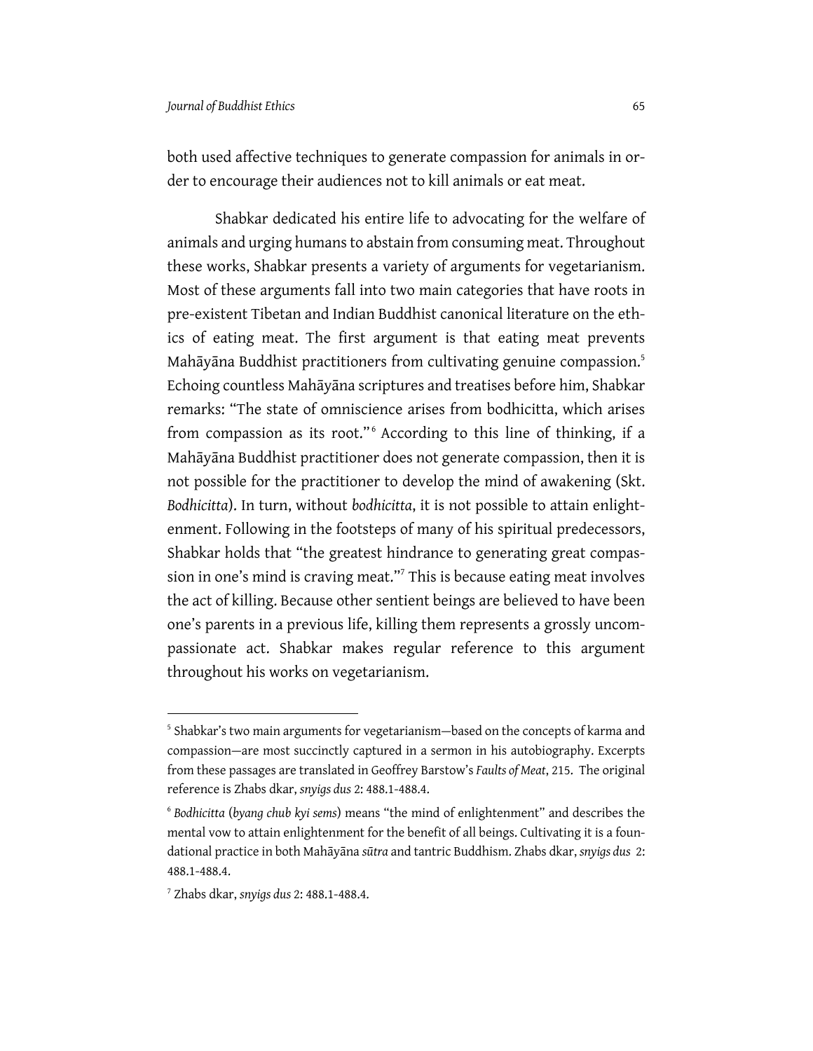both used affective techniques to generate compassion for animals in order to encourage their audiences not to kill animals or eat meat.

Shabkar dedicated his entire life to advocating for the welfare of animals and urging humans to abstain from consuming meat. Throughout these works, Shabkar presents a variety of arguments for vegetarianism. Most of these arguments fall into two main categories that have roots in pre-existent Tibetan and Indian Buddhist canonical literature on the ethics of eating meat. The first argument is that eating meat prevents Mahāyāna Buddhist practitioners from cultivating genuine compassion.[5] Echoing countless Mahāyāna scriptures and treatises before him, Shabkar remarks: "The state of omniscience arises from bodhicitta, which arises from compassion as its root."[6] According to this line of thinking, if a Mahāyāna Buddhist practitioner does not generate compassion, then it is not possible for the practitioner to develop the mind of awakening (Skt. *Bodhicitta*). In turn, without *bodhicitta*, it is not possible to attain enlightenment. Following in the footsteps of many of his spiritual predecessors, Shabkar holds that "the greatest hindrance to generating great compassion in one's mind is craving meat."[7] This is because eating meat involves the act of killing. Because other sentient beings are believed to have been one's parents in a previous life, killing them represents a grossly uncompassionate act. Shabkar makes regular reference to this argument throughout his works on vegetarianism.

---

[5] Shabkar's two main arguments for vegetarianism—based on the concepts of karma and compassion—are most succinctly captured in a sermon in his autobiography. Excerpts from these passages are translated in Geoffrey Barstow's *Faults of Meat*, 215. The original reference is Zhabs dkar, *snyigs dus 2*: 488.1-488.4.

[6] *Bodhicitta* (*byang chub kyi sems*) means "the mind of enlightenment" and describes the mental vow to attain enlightenment for the benefit of all beings. Cultivating it is a foundational practice in both Mahāyāna *sūtra* and tantric Buddhism. Zhabs dkar, *snyigs dus* 2: 488.1-488.4.

[7] Zhabs dkar, *snyigs dus* 2: 488.1-488.4.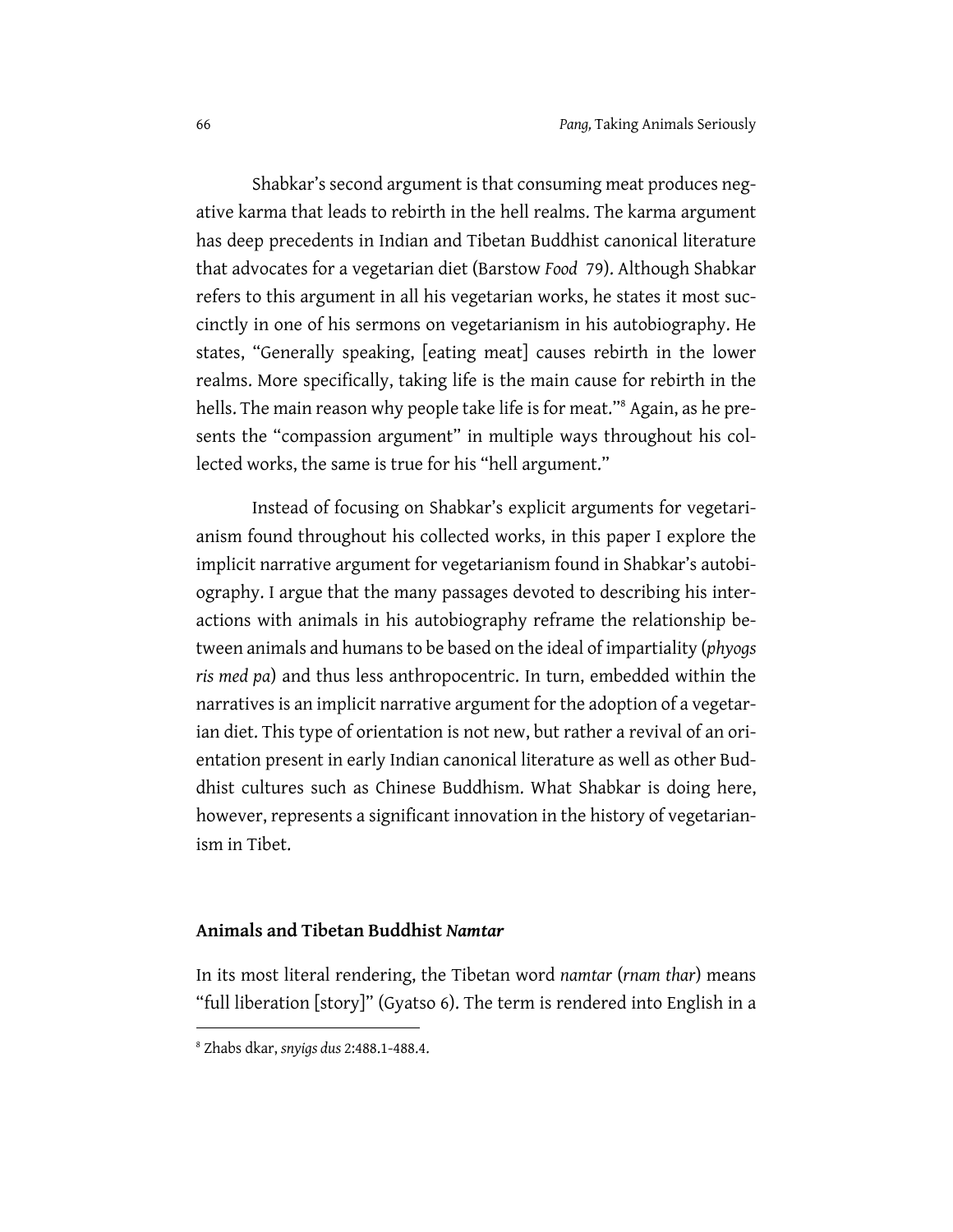Shabkar's second argument is that consuming meat produces negative karma that leads to rebirth in the hell realms. The karma argument has deep precedents in Indian and Tibetan Buddhist canonical literature that advocates for a vegetarian diet (Barstow *Food* 79). Although Shabkar refers to this argument in all his vegetarian works, he states it most succinctly in one of his sermons on vegetarianism in his autobiography. He states, "Generally speaking, [eating meat] causes rebirth in the lower realms. More specifically, taking life is the main cause for rebirth in the hells. The main reason why people take life is for meat."[8] Again, as he presents the "compassion argument" in multiple ways throughout his collected works, the same is true for his "hell argument."

Instead of focusing on Shabkar's explicit arguments for vegetarianism found throughout his collected works, in this paper I explore the implicit narrative argument for vegetarianism found in Shabkar's autobiography. I argue that the many passages devoted to describing his interactions with animals in his autobiography reframe the relationship between animals and humans to be based on the ideal of impartiality (*phyogs ris med pa*) and thus less anthropocentric. In turn, embedded within the narratives is an implicit narrative argument for the adoption of a vegetarian diet. This type of orientation is not new, but rather a revival of an orientation present in early Indian canonical literature as well as other Buddhist cultures such as Chinese Buddhism. What Shabkar is doing here, however, represents a significant innovation in the history of vegetarianism in Tibet.

## Animals and Tibetan Buddhist *Namtar*

In its most literal rendering, the Tibetan word *namtar* (*rnam thar*) means "full liberation [story]" (Gyatso 6). The term is rendered into English in a

---

[8] Zhabs dkar, *snyigs dus* 2:488.1-488.4.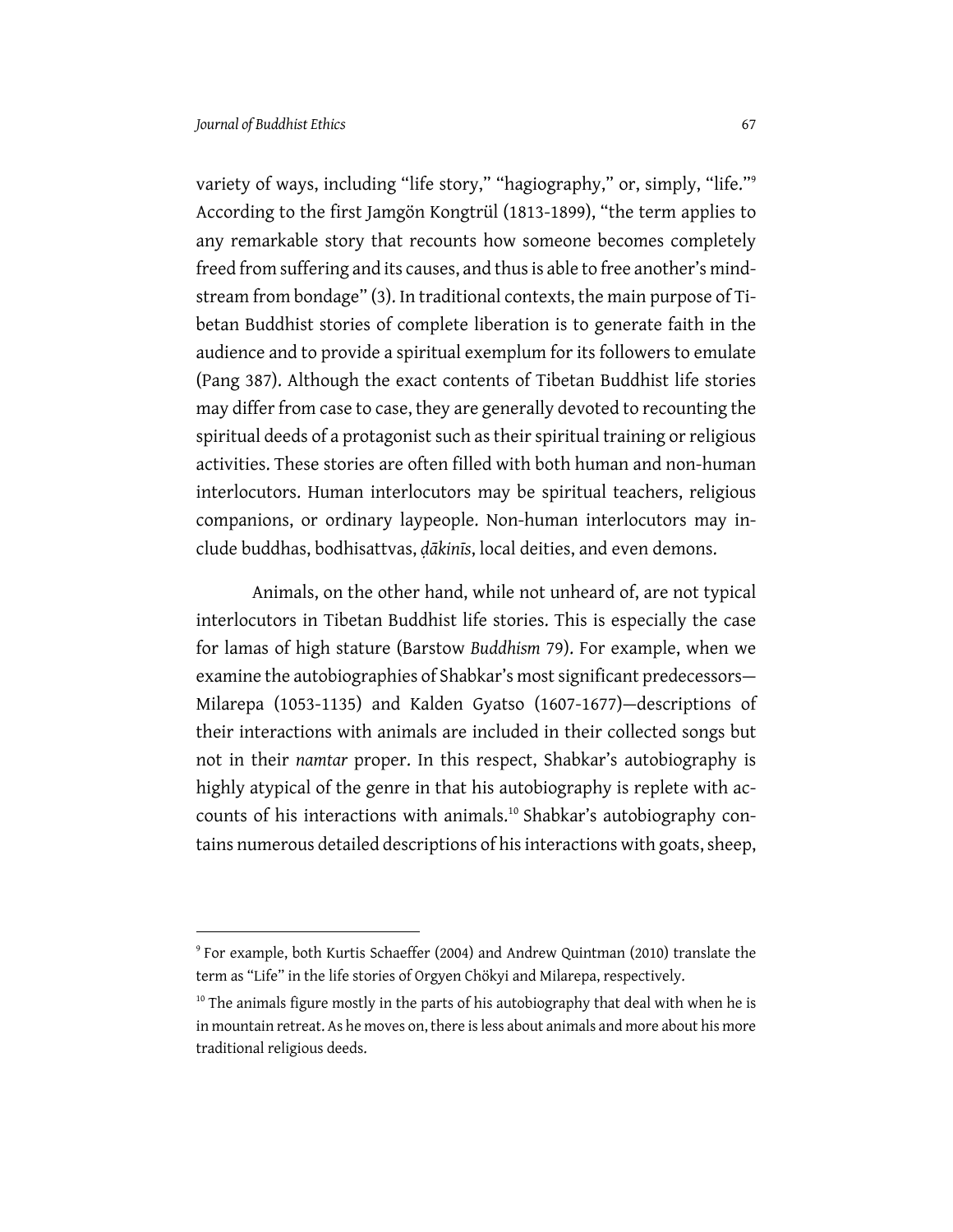variety of ways, including "life story," "hagiography," or, simply, "life."[9] According to the first Jamgön Kongtrül (1813-1899), "the term applies to any remarkable story that recounts how someone becomes completely freed from suffering and its causes, and thus is able to free another's mind-stream from bondage" (3). In traditional contexts, the main purpose of Tibetan Buddhist stories of complete liberation is to generate faith in the audience and to provide a spiritual exemplum for its followers to emulate (Pang 387). Although the exact contents of Tibetan Buddhist life stories may differ from case to case, they are generally devoted to recounting the spiritual deeds of a protagonist such as their spiritual training or religious activities. These stories are often filled with both human and non-human interlocutors. Human interlocutors may be spiritual teachers, religious companions, or ordinary laypeople. Non-human interlocutors may include buddhas, bodhisattvas, *ḍākinīs*, local deities, and even demons.

Animals, on the other hand, while not unheard of, are not typical interlocutors in Tibetan Buddhist life stories. This is especially the case for lamas of high stature (Barstow *Buddhism* 79). For example, when we examine the autobiographies of Shabkar's most significant predecessors—Milarepa (1053-1135) and Kalden Gyatso (1607-1677)—descriptions of their interactions with animals are included in their collected songs but not in their *namtar* proper. In this respect, Shabkar's autobiography is highly atypical of the genre in that his autobiography is replete with accounts of his interactions with animals.[10] Shabkar's autobiography contains numerous detailed descriptions of his interactions with goats, sheep,

---

[9] For example, both Kurtis Schaeffer (2004) and Andrew Quintman (2010) translate the term as "Life" in the life stories of Orgyen Chökyi and Milarepa, respectively.

[10] The animals figure mostly in the parts of his autobiography that deal with when he is in mountain retreat. As he moves on, there is less about animals and more about his more traditional religious deeds.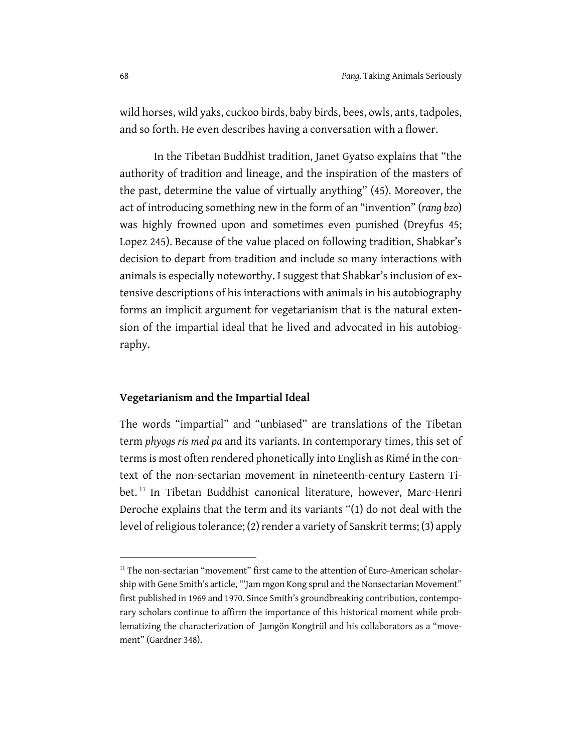wild horses, wild yaks, cuckoo birds, baby birds, bees, owls, ants, tadpoles, and so forth. He even describes having a conversation with a flower.

In the Tibetan Buddhist tradition, Janet Gyatso explains that "the authority of tradition and lineage, and the inspiration of the masters of the past, determine the value of virtually anything" (45). Moreover, the act of introducing something new in the form of an "invention" (*rang bzo*) was highly frowned upon and sometimes even punished (Dreyfus 45; Lopez 245). Because of the value placed on following tradition, Shabkar's decision to depart from tradition and include so many interactions with animals is especially noteworthy. I suggest that Shabkar's inclusion of extensive descriptions of his interactions with animals in his autobiography forms an implicit argument for vegetarianism that is the natural extension of the impartial ideal that he lived and advocated in his autobiography.

## Vegetarianism and the Impartial Ideal

The words "impartial" and "unbiased" are translations of the Tibetan term *phyogs ris med pa* and its variants. In contemporary times, this set of terms is most often rendered phonetically into English as Rimé in the context of the non-sectarian movement in nineteenth-century Eastern Tibet.[11] In Tibetan Buddhist canonical literature, however, Marc-Henri Deroche explains that the term and its variants "(1) do not deal with the level of religious tolerance; (2) render a variety of Sanskrit terms; (3) apply

---

[11] The non-sectarian "movement" first came to the attention of Euro-American scholarship with Gene Smith's article, "'Jam mgon Kong sprul and the Nonsectarian Movement" first published in 1969 and 1970. Since Smith's groundbreaking contribution, contemporary scholars continue to affirm the importance of this historical moment while problematizing the characterization of Jamgön Kongtrül and his collaborators as a "movement" (Gardner 348).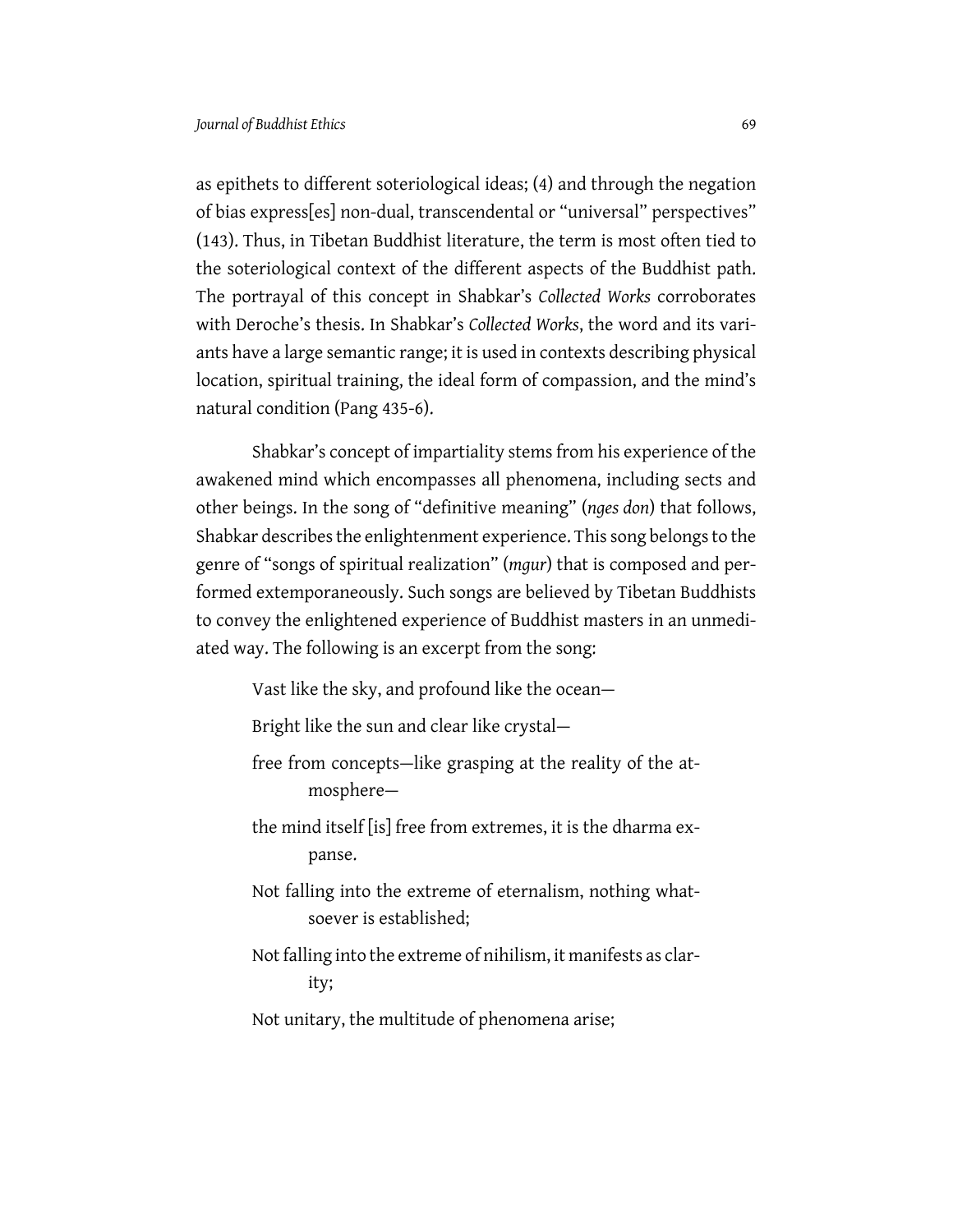as epithets to different soteriological ideas; (4) and through the negation of bias express[es] non-dual, transcendental or "universal" perspectives" (143). Thus, in Tibetan Buddhist literature, the term is most often tied to the soteriological context of the different aspects of the Buddhist path. The portrayal of this concept in Shabkar's *Collected Works* corroborates with Deroche's thesis. In Shabkar's *Collected Works*, the word and its variants have a large semantic range; it is used in contexts describing physical location, spiritual training, the ideal form of compassion, and the mind's natural condition (Pang 435-6).

Shabkar's concept of impartiality stems from his experience of the awakened mind which encompasses all phenomena, including sects and other beings. In the song of "definitive meaning" (*nges don*) that follows, Shabkar describes the enlightenment experience. This song belongs to the genre of "songs of spiritual realization" (*mgur*) that is composed and performed extemporaneously. Such songs are believed by Tibetan Buddhists to convey the enlightened experience of Buddhist masters in an unmediated way. The following is an excerpt from the song:

> Vast like the sky, and profound like the ocean—
>
> Bright like the sun and clear like crystal—
>
> free from concepts—like grasping at the reality of the atmosphere—
>
> the mind itself [is] free from extremes, it is the dharma expanse.
>
> Not falling into the extreme of eternalism, nothing whatsoever is established;
>
> Not falling into the extreme of nihilism, it manifests as clarity;
>
> Not unitary, the multitude of phenomena arise;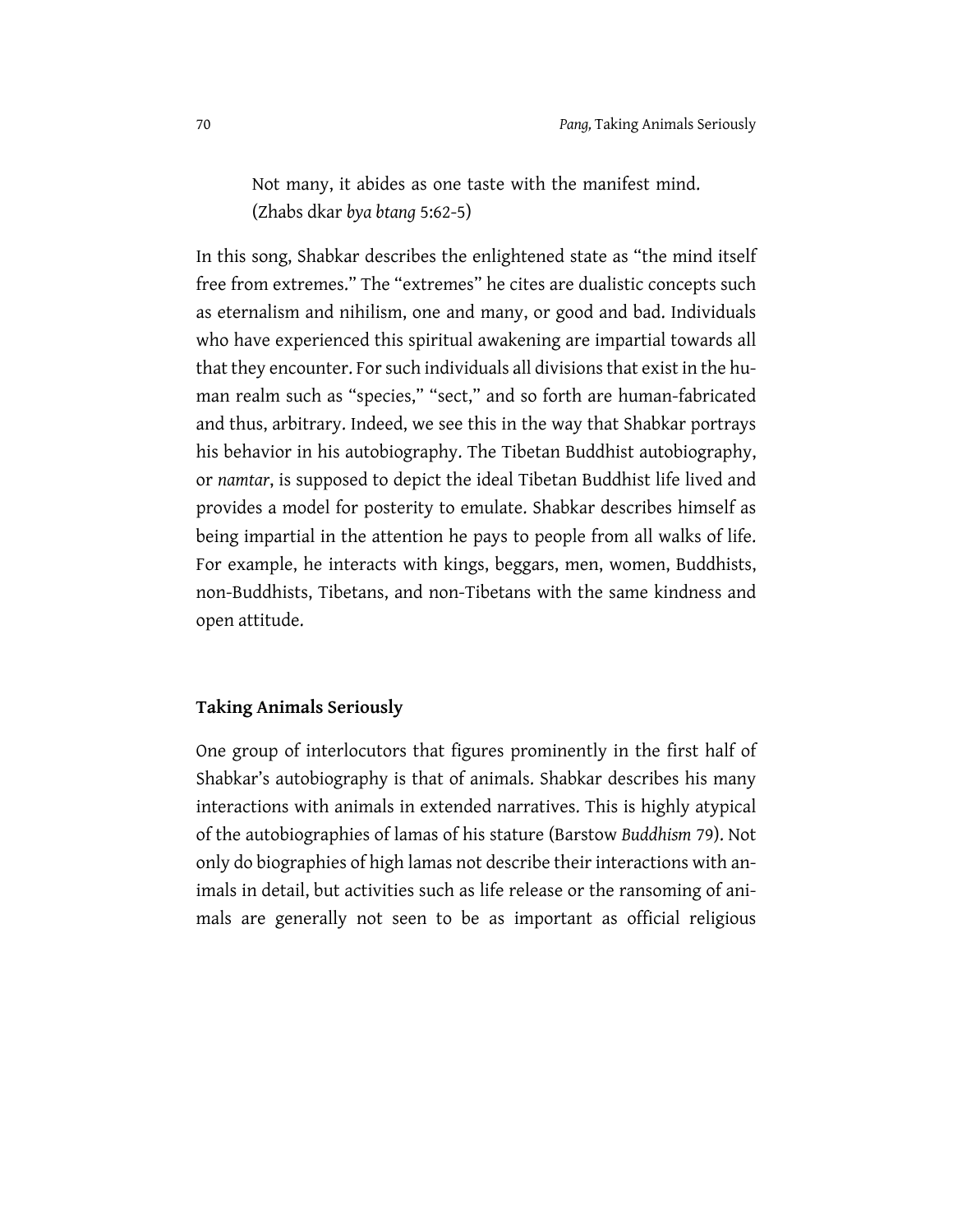> Not many, it abides as one taste with the manifest mind.
> (Zhabs dkar *bya btang* 5:62-5)

In this song, Shabkar describes the enlightened state as "the mind itself free from extremes." The "extremes" he cites are dualistic concepts such as eternalism and nihilism, one and many, or good and bad. Individuals who have experienced this spiritual awakening are impartial towards all that they encounter. For such individuals all divisions that exist in the human realm such as "species," "sect," and so forth are human-fabricated and thus, arbitrary. Indeed, we see this in the way that Shabkar portrays his behavior in his autobiography. The Tibetan Buddhist autobiography, or *namtar*, is supposed to depict the ideal Tibetan Buddhist life lived and provides a model for posterity to emulate. Shabkar describes himself as being impartial in the attention he pays to people from all walks of life. For example, he interacts with kings, beggars, men, women, Buddhists, non-Buddhists, Tibetans, and non-Tibetans with the same kindness and open attitude.

## Taking Animals Seriously

One group of interlocutors that figures prominently in the first half of Shabkar's autobiography is that of animals. Shabkar describes his many interactions with animals in extended narratives. This is highly atypical of the autobiographies of lamas of his stature (Barstow *Buddhism* 79). Not only do biographies of high lamas not describe their interactions with animals in detail, but activities such as life release or the ransoming of animals are generally not seen to be as important as official religious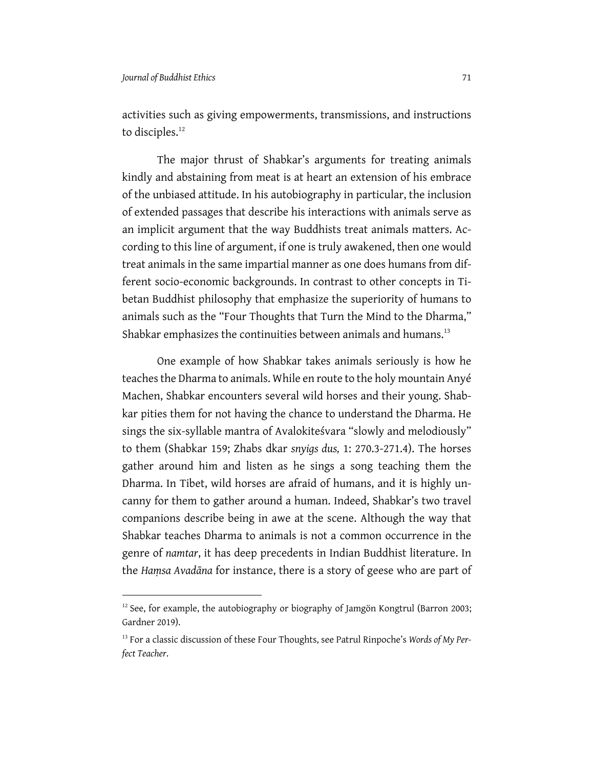activities such as giving empowerments, transmissions, and instructions to disciples.[12]

The major thrust of Shabkar's arguments for treating animals kindly and abstaining from meat is at heart an extension of his embrace of the unbiased attitude. In his autobiography in particular, the inclusion of extended passages that describe his interactions with animals serve as an implicit argument that the way Buddhists treat animals matters. According to this line of argument, if one is truly awakened, then one would treat animals in the same impartial manner as one does humans from different socio-economic backgrounds. In contrast to other concepts in Tibetan Buddhist philosophy that emphasize the superiority of humans to animals such as the "Four Thoughts that Turn the Mind to the Dharma," Shabkar emphasizes the continuities between animals and humans.[13]

One example of how Shabkar takes animals seriously is how he teaches the Dharma to animals. While en route to the holy mountain Anyé Machen, Shabkar encounters several wild horses and their young. Shabkar pities them for not having the chance to understand the Dharma. He sings the six-syllable mantra of Avalokiteśvara "slowly and melodiously" to them (Shabkar 159; Zhabs dkar *snyigs dus,* 1: 270.3-271.4). The horses gather around him and listen as he sings a song teaching them the Dharma. In Tibet, wild horses are afraid of humans, and it is highly uncanny for them to gather around a human. Indeed, Shabkar's two travel companions describe being in awe at the scene. Although the way that Shabkar teaches Dharma to animals is not a common occurrence in the genre of *namtar*, it has deep precedents in Indian Buddhist literature. In the *Haṃsa Avadāna* for instance, there is a story of geese who are part of

---

[12] See, for example, the autobiography or biography of Jamgön Kongtrul (Barron 2003; Gardner 2019).

[13] For a classic discussion of these Four Thoughts, see Patrul Rinpoche's *Words of My Perfect Teacher*.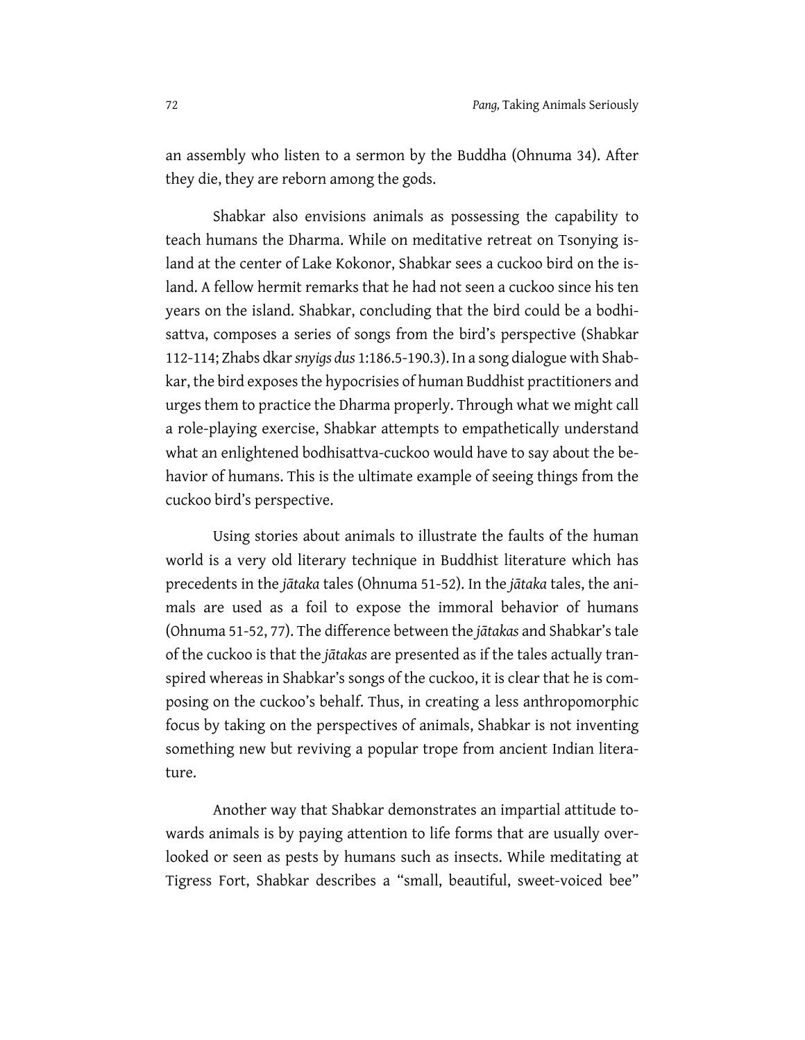an assembly who listen to a sermon by the Buddha (Ohnuma 34). After they die, they are reborn among the gods.

Shabkar also envisions animals as possessing the capability to teach humans the Dharma. While on meditative retreat on Tsonying island at the center of Lake Kokonor, Shabkar sees a cuckoo bird on the island. A fellow hermit remarks that he had not seen a cuckoo since his ten years on the island. Shabkar, concluding that the bird could be a bodhisattva, composes a series of songs from the bird's perspective (Shabkar 112-114; Zhabs dkar *snyigs dus* 1:186.5-190.3). In a song dialogue with Shabkar, the bird exposes the hypocrisies of human Buddhist practitioners and urges them to practice the Dharma properly. Through what we might call a role-playing exercise, Shabkar attempts to empathetically understand what an enlightened bodhisattva-cuckoo would have to say about the behavior of humans. This is the ultimate example of seeing things from the cuckoo bird's perspective.

Using stories about animals to illustrate the faults of the human world is a very old literary technique in Buddhist literature which has precedents in the *jātaka* tales (Ohnuma 51-52). In the *jātaka* tales, the animals are used as a foil to expose the immoral behavior of humans (Ohnuma 51-52, 77). The difference between the *jātakas* and Shabkar's tale of the cuckoo is that the *jātakas* are presented as if the tales actually transpired whereas in Shabkar's songs of the cuckoo, it is clear that he is composing on the cuckoo's behalf. Thus, in creating a less anthropomorphic focus by taking on the perspectives of animals, Shabkar is not inventing something new but reviving a popular trope from ancient Indian literature.

Another way that Shabkar demonstrates an impartial attitude towards animals is by paying attention to life forms that are usually overlooked or seen as pests by humans such as insects. While meditating at Tigress Fort, Shabkar describes a "small, beautiful, sweet-voiced bee"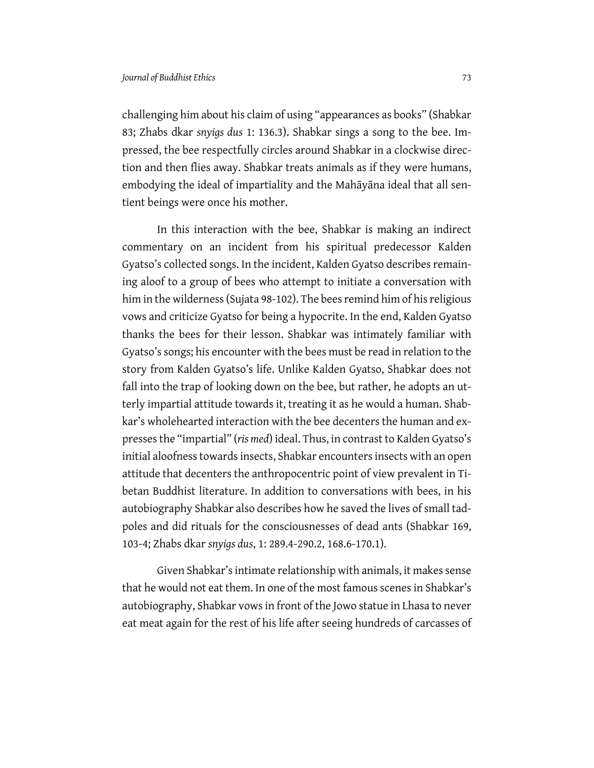challenging him about his claim of using "appearances as books" (Shabkar 83; Zhabs dkar *snyigs dus* 1: 136.3). Shabkar sings a song to the bee. Impressed, the bee respectfully circles around Shabkar in a clockwise direction and then flies away. Shabkar treats animals as if they were humans, embodying the ideal of impartiality and the Mahāyāna ideal that all sentient beings were once his mother.

In this interaction with the bee, Shabkar is making an indirect commentary on an incident from his spiritual predecessor Kalden Gyatso's collected songs. In the incident, Kalden Gyatso describes remaining aloof to a group of bees who attempt to initiate a conversation with him in the wilderness (Sujata 98-102). The bees remind him of his religious vows and criticize Gyatso for being a hypocrite. In the end, Kalden Gyatso thanks the bees for their lesson. Shabkar was intimately familiar with Gyatso's songs; his encounter with the bees must be read in relation to the story from Kalden Gyatso's life. Unlike Kalden Gyatso, Shabkar does not fall into the trap of looking down on the bee, but rather, he adopts an utterly impartial attitude towards it, treating it as he would a human. Shabkar's wholehearted interaction with the bee decenters the human and expresses the "impartial" (*ris med*) ideal. Thus, in contrast to Kalden Gyatso's initial aloofness towards insects, Shabkar encounters insects with an open attitude that decenters the anthropocentric point of view prevalent in Tibetan Buddhist literature. In addition to conversations with bees, in his autobiography Shabkar also describes how he saved the lives of small tadpoles and did rituals for the consciousnesses of dead ants (Shabkar 169, 103-4; Zhabs dkar *snyigs dus*, 1: 289.4-290.2, 168.6-170.1).

Given Shabkar's intimate relationship with animals, it makes sense that he would not eat them. In one of the most famous scenes in Shabkar's autobiography, Shabkar vows in front of the Jowo statue in Lhasa to never eat meat again for the rest of his life after seeing hundreds of carcasses of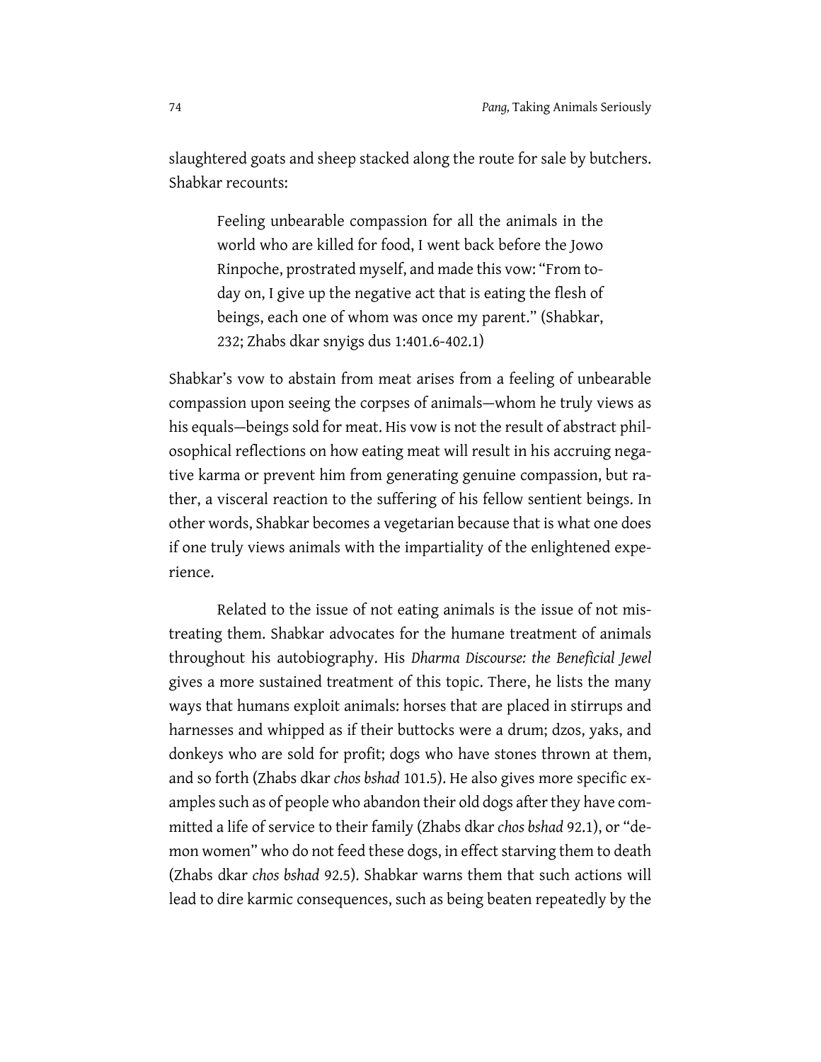slaughtered goats and sheep stacked along the route for sale by butchers. Shabkar recounts:

> Feeling unbearable compassion for all the animals in the world who are killed for food, I went back before the Jowo Rinpoche, prostrated myself, and made this vow: "From today on, I give up the negative act that is eating the flesh of beings, each one of whom was once my parent." (Shabkar, 232; Zhabs dkar snyigs dus 1:401.6-402.1)

Shabkar's vow to abstain from meat arises from a feeling of unbearable compassion upon seeing the corpses of animals—whom he truly views as his equals—beings sold for meat. His vow is not the result of abstract philosophical reflections on how eating meat will result in his accruing negative karma or prevent him from generating genuine compassion, but rather, a visceral reaction to the suffering of his fellow sentient beings. In other words, Shabkar becomes a vegetarian because that is what one does if one truly views animals with the impartiality of the enlightened experience.

Related to the issue of not eating animals is the issue of not mistreating them. Shabkar advocates for the humane treatment of animals throughout his autobiography. His *Dharma Discourse: the Beneficial Jewel* gives a more sustained treatment of this topic. There, he lists the many ways that humans exploit animals: horses that are placed in stirrups and harnesses and whipped as if their buttocks were a drum; dzos, yaks, and donkeys who are sold for profit; dogs who have stones thrown at them, and so forth (Zhabs dkar *chos bshad* 101.5). He also gives more specific examples such as of people who abandon their old dogs after they have committed a life of service to their family (Zhabs dkar *chos bshad* 92.1), or "demon women" who do not feed these dogs, in effect starving them to death (Zhabs dkar *chos bshad* 92.5). Shabkar warns them that such actions will lead to dire karmic consequences, such as being beaten repeatedly by the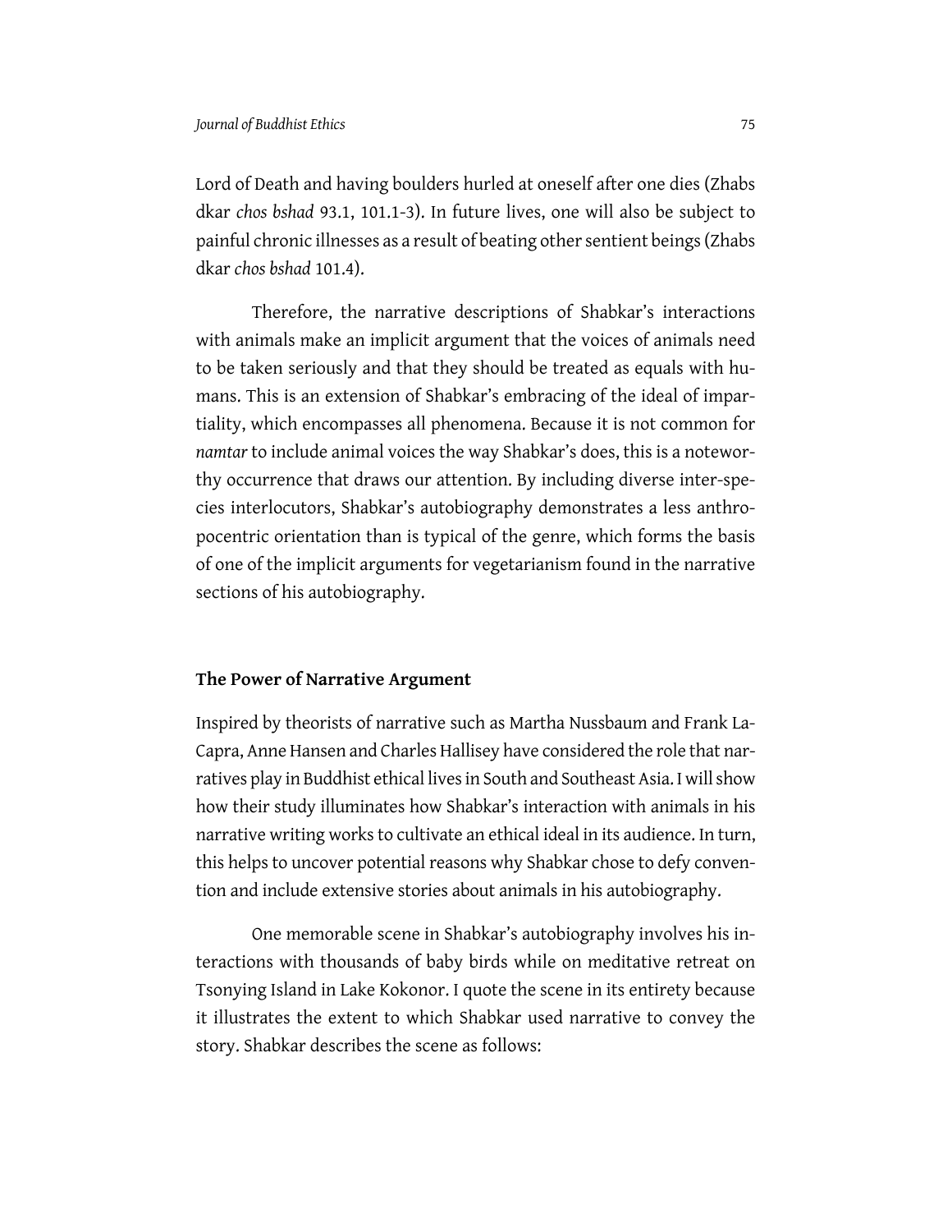Lord of Death and having boulders hurled at oneself after one dies (Zhabs dkar *chos bshad* 93.1, 101.1-3). In future lives, one will also be subject to painful chronic illnesses as a result of beating other sentient beings (Zhabs dkar *chos bshad* 101.4).

Therefore, the narrative descriptions of Shabkar's interactions with animals make an implicit argument that the voices of animals need to be taken seriously and that they should be treated as equals with humans. This is an extension of Shabkar's embracing of the ideal of impartiality, which encompasses all phenomena. Because it is not common for *namtar* to include animal voices the way Shabkar's does, this is a noteworthy occurrence that draws our attention. By including diverse inter-species interlocutors, Shabkar's autobiography demonstrates a less anthropocentric orientation than is typical of the genre, which forms the basis of one of the implicit arguments for vegetarianism found in the narrative sections of his autobiography.

## The Power of Narrative Argument

Inspired by theorists of narrative such as Martha Nussbaum and Frank LaCapra, Anne Hansen and Charles Hallisey have considered the role that narratives play in Buddhist ethical lives in South and Southeast Asia. I will show how their study illuminates how Shabkar's interaction with animals in his narrative writing works to cultivate an ethical ideal in its audience. In turn, this helps to uncover potential reasons why Shabkar chose to defy convention and include extensive stories about animals in his autobiography.

One memorable scene in Shabkar's autobiography involves his interactions with thousands of baby birds while on meditative retreat on Tsonying Island in Lake Kokonor. I quote the scene in its entirety because it illustrates the extent to which Shabkar used narrative to convey the story. Shabkar describes the scene as follows: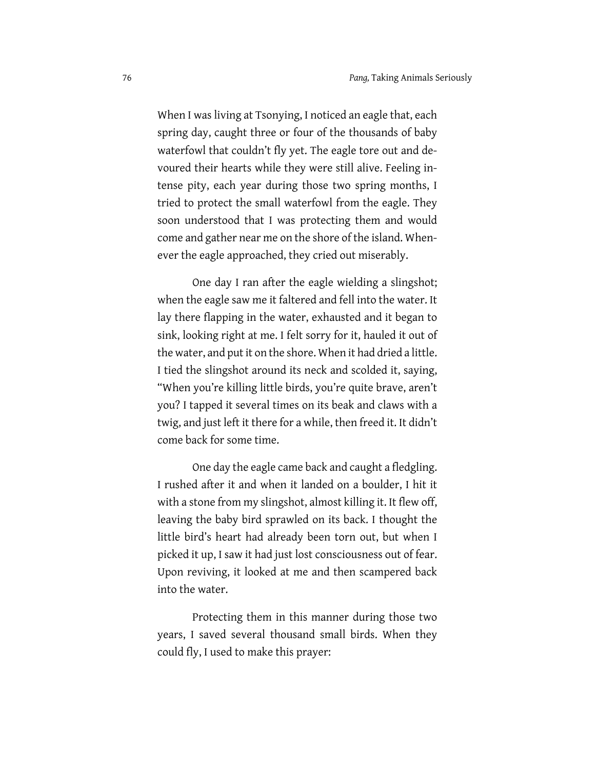When I was living at Tsonying, I noticed an eagle that, each spring day, caught three or four of the thousands of baby waterfowl that couldn't fly yet. The eagle tore out and devoured their hearts while they were still alive. Feeling intense pity, each year during those two spring months, I tried to protect the small waterfowl from the eagle. They soon understood that I was protecting them and would come and gather near me on the shore of the island. Whenever the eagle approached, they cried out miserably.

One day I ran after the eagle wielding a slingshot; when the eagle saw me it faltered and fell into the water. It lay there flapping in the water, exhausted and it began to sink, looking right at me. I felt sorry for it, hauled it out of the water, and put it on the shore. When it had dried a little. I tied the slingshot around its neck and scolded it, saying, "When you're killing little birds, you're quite brave, aren't you? I tapped it several times on its beak and claws with a twig, and just left it there for a while, then freed it. It didn't come back for some time.

One day the eagle came back and caught a fledgling. I rushed after it and when it landed on a boulder, I hit it with a stone from my slingshot, almost killing it. It flew off, leaving the baby bird sprawled on its back. I thought the little bird's heart had already been torn out, but when I picked it up, I saw it had just lost consciousness out of fear. Upon reviving, it looked at me and then scampered back into the water.

Protecting them in this manner during those two years, I saved several thousand small birds. When they could fly, I used to make this prayer: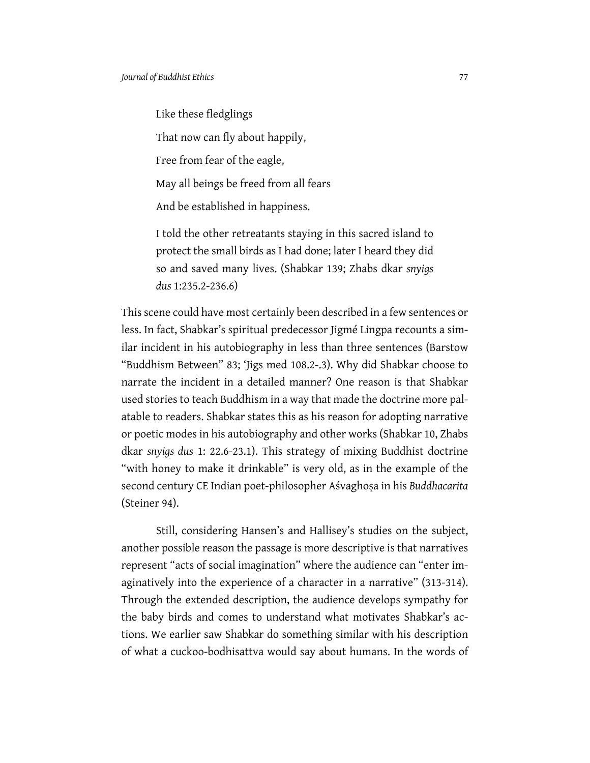> Like these fledglings
>
> That now can fly about happily,
>
> Free from fear of the eagle,
>
> May all beings be freed from all fears
>
> And be established in happiness.
>
> I told the other retreatants staying in this sacred island to protect the small birds as I had done; later I heard they did so and saved many lives. (Shabkar 139; Zhabs dkar *snyigs dus* 1:235.2-236.6)

This scene could have most certainly been described in a few sentences or less. In fact, Shabkar's spiritual predecessor Jigmé Lingpa recounts a similar incident in his autobiography in less than three sentences (Barstow "Buddhism Between" 83; 'Jigs med 108.2-.3). Why did Shabkar choose to narrate the incident in a detailed manner? One reason is that Shabkar used stories to teach Buddhism in a way that made the doctrine more palatable to readers. Shabkar states this as his reason for adopting narrative or poetic modes in his autobiography and other works (Shabkar 10, Zhabs dkar *snyigs dus* 1: 22.6-23.1). This strategy of mixing Buddhist doctrine "with honey to make it drinkable" is very old, as in the example of the second century CE Indian poet-philosopher Aśvaghoṣa in his *Buddhacarita* (Steiner 94).

Still, considering Hansen's and Hallisey's studies on the subject, another possible reason the passage is more descriptive is that narratives represent "acts of social imagination" where the audience can "enter imaginatively into the experience of a character in a narrative" (313-314). Through the extended description, the audience develops sympathy for the baby birds and comes to understand what motivates Shabkar's actions. We earlier saw Shabkar do something similar with his description of what a cuckoo-bodhisattva would say about humans. In the words of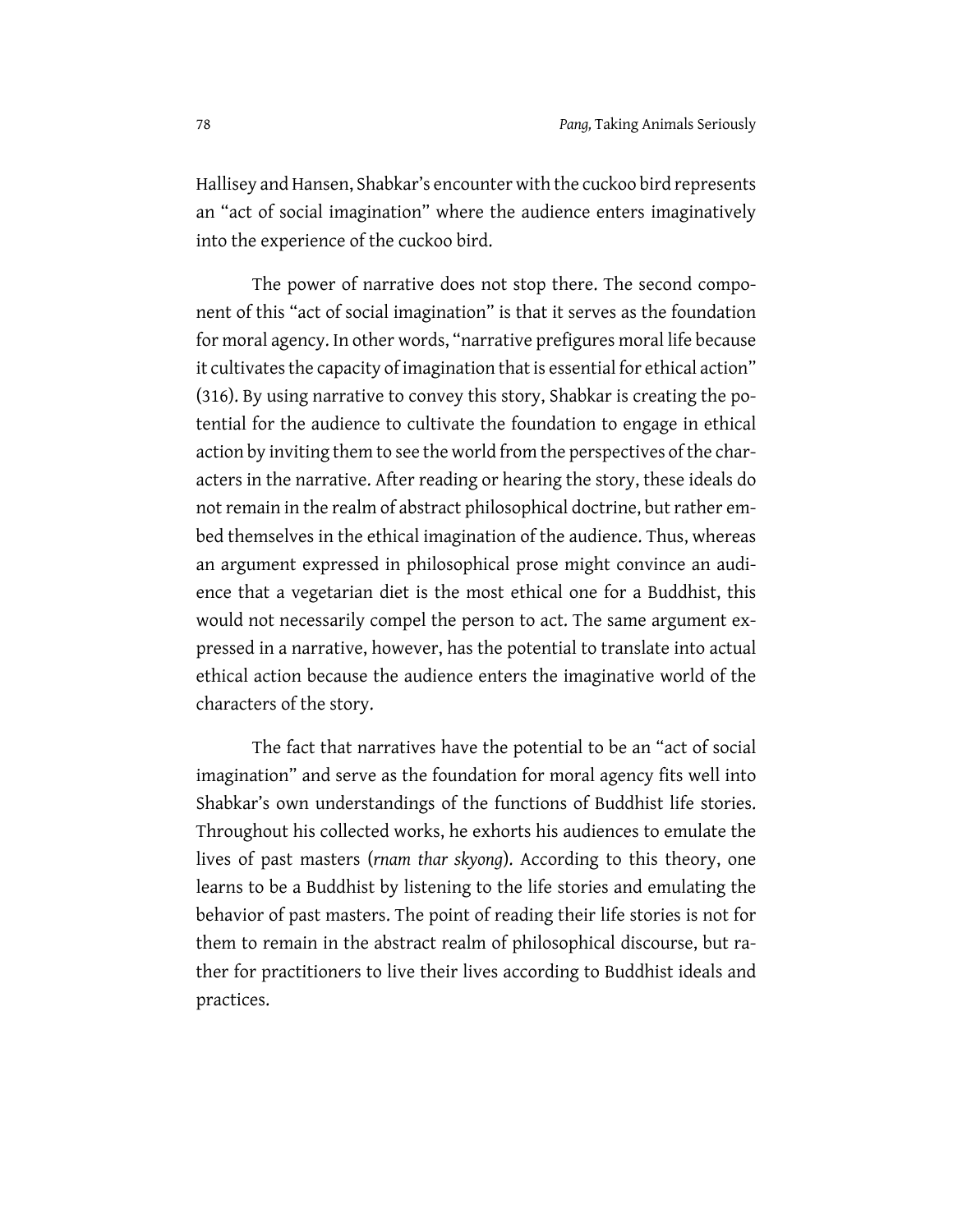Hallisey and Hansen, Shabkar's encounter with the cuckoo bird represents an "act of social imagination" where the audience enters imaginatively into the experience of the cuckoo bird.

The power of narrative does not stop there. The second component of this "act of social imagination" is that it serves as the foundation for moral agency. In other words, "narrative prefigures moral life because it cultivates the capacity of imagination that is essential for ethical action" (316). By using narrative to convey this story, Shabkar is creating the potential for the audience to cultivate the foundation to engage in ethical action by inviting them to see the world from the perspectives of the characters in the narrative. After reading or hearing the story, these ideals do not remain in the realm of abstract philosophical doctrine, but rather embed themselves in the ethical imagination of the audience. Thus, whereas an argument expressed in philosophical prose might convince an audience that a vegetarian diet is the most ethical one for a Buddhist, this would not necessarily compel the person to act. The same argument expressed in a narrative, however, has the potential to translate into actual ethical action because the audience enters the imaginative world of the characters of the story.

The fact that narratives have the potential to be an "act of social imagination" and serve as the foundation for moral agency fits well into Shabkar's own understandings of the functions of Buddhist life stories. Throughout his collected works, he exhorts his audiences to emulate the lives of past masters (*rnam thar skyong*). According to this theory, one learns to be a Buddhist by listening to the life stories and emulating the behavior of past masters. The point of reading their life stories is not for them to remain in the abstract realm of philosophical discourse, but rather for practitioners to live their lives according to Buddhist ideals and practices.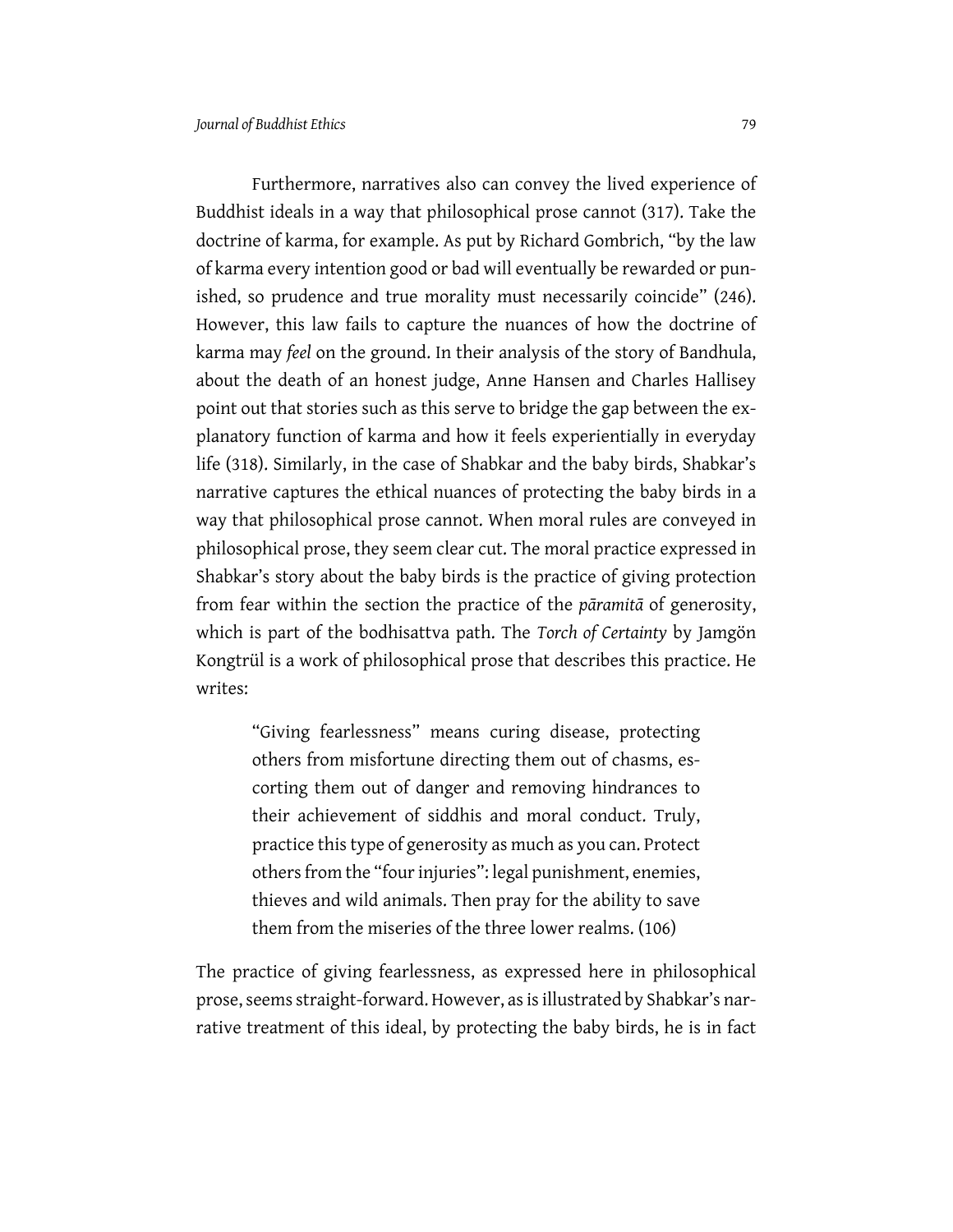Furthermore, narratives also can convey the lived experience of Buddhist ideals in a way that philosophical prose cannot (317). Take the doctrine of karma, for example. As put by Richard Gombrich, "by the law of karma every intention good or bad will eventually be rewarded or punished, so prudence and true morality must necessarily coincide" (246). However, this law fails to capture the nuances of how the doctrine of karma may *feel* on the ground. In their analysis of the story of Bandhula, about the death of an honest judge, Anne Hansen and Charles Hallisey point out that stories such as this serve to bridge the gap between the explanatory function of karma and how it feels experientially in everyday life (318). Similarly, in the case of Shabkar and the baby birds, Shabkar's narrative captures the ethical nuances of protecting the baby birds in a way that philosophical prose cannot. When moral rules are conveyed in philosophical prose, they seem clear cut. The moral practice expressed in Shabkar's story about the baby birds is the practice of giving protection from fear within the section the practice of the *pāramitā* of generosity, which is part of the bodhisattva path. The *Torch of Certainty* by Jamgön Kongtrül is a work of philosophical prose that describes this practice. He writes:

> "Giving fearlessness" means curing disease, protecting others from misfortune directing them out of chasms, escorting them out of danger and removing hindrances to their achievement of siddhis and moral conduct. Truly, practice this type of generosity as much as you can. Protect others from the "four injuries": legal punishment, enemies, thieves and wild animals. Then pray for the ability to save them from the miseries of the three lower realms. (106)

The practice of giving fearlessness, as expressed here in philosophical prose, seems straight-forward. However, as is illustrated by Shabkar's narrative treatment of this ideal, by protecting the baby birds, he is in fact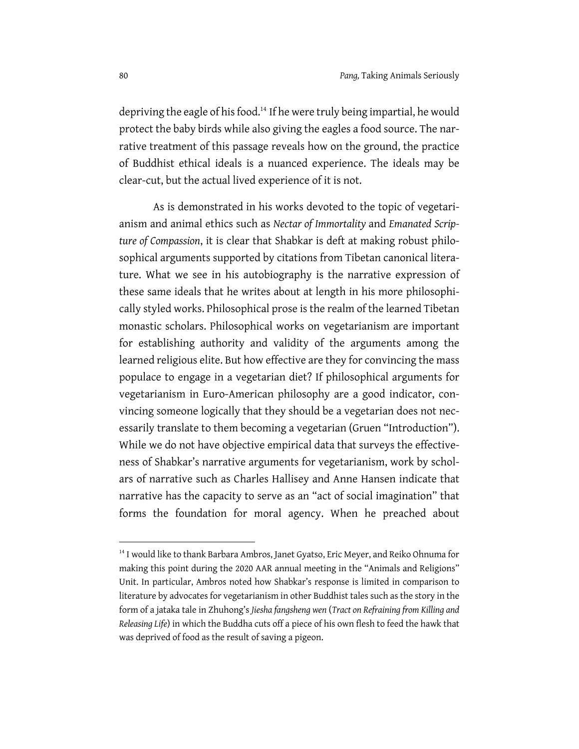depriving the eagle of his food.[14] If he were truly being impartial, he would protect the baby birds while also giving the eagles a food source. The narrative treatment of this passage reveals how on the ground, the practice of Buddhist ethical ideals is a nuanced experience. The ideals may be clear-cut, but the actual lived experience of it is not.

As is demonstrated in his works devoted to the topic of vegetarianism and animal ethics such as *Nectar of Immortality* and *Emanated Scripture of Compassion*, it is clear that Shabkar is deft at making robust philosophical arguments supported by citations from Tibetan canonical literature. What we see in his autobiography is the narrative expression of these same ideals that he writes about at length in his more philosophically styled works. Philosophical prose is the realm of the learned Tibetan monastic scholars. Philosophical works on vegetarianism are important for establishing authority and validity of the arguments among the learned religious elite. But how effective are they for convincing the mass populace to engage in a vegetarian diet? If philosophical arguments for vegetarianism in Euro-American philosophy are a good indicator, convincing someone logically that they should be a vegetarian does not necessarily translate to them becoming a vegetarian (Gruen "Introduction"). While we do not have objective empirical data that surveys the effectiveness of Shabkar's narrative arguments for vegetarianism, work by scholars of narrative such as Charles Hallisey and Anne Hansen indicate that narrative has the capacity to serve as an "act of social imagination" that forms the foundation for moral agency. When he preached about

[14] I would like to thank Barbara Ambros, Janet Gyatso, Eric Meyer, and Reiko Ohnuma for making this point during the 2020 AAR annual meeting in the "Animals and Religions" Unit. In particular, Ambros noted how Shabkar's response is limited in comparison to literature by advocates for vegetarianism in other Buddhist tales such as the story in the form of a jataka tale in Zhuhong's *Jiesha fangsheng wen* (*Tract on Refraining from Killing and Releasing Life*) in which the Buddha cuts off a piece of his own flesh to feed the hawk that was deprived of food as the result of saving a pigeon.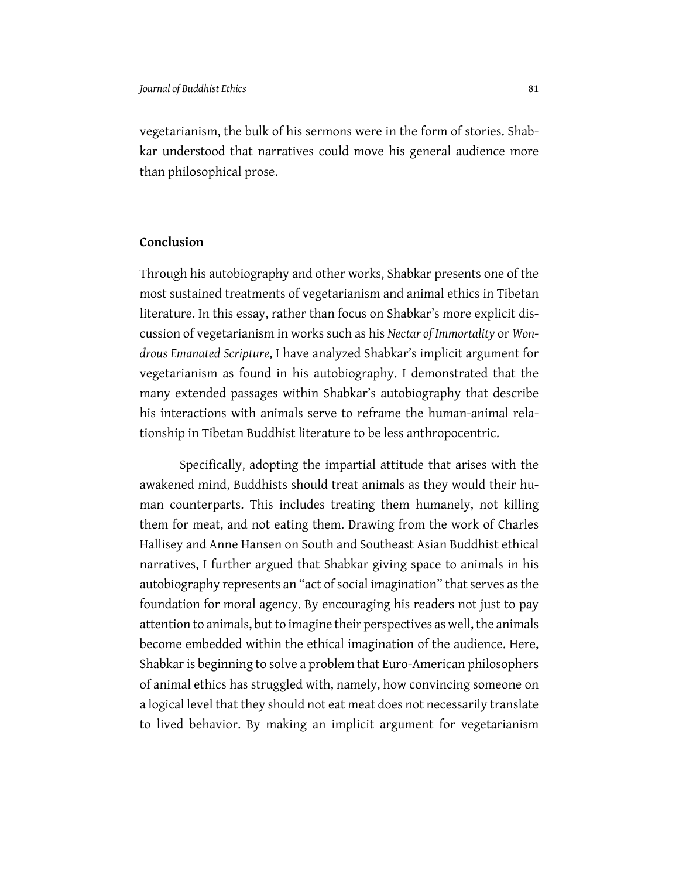vegetarianism, the bulk of his sermons were in the form of stories. Shabkar understood that narratives could move his general audience more than philosophical prose.

## Conclusion

Through his autobiography and other works, Shabkar presents one of the most sustained treatments of vegetarianism and animal ethics in Tibetan literature. In this essay, rather than focus on Shabkar's more explicit discussion of vegetarianism in works such as his *Nectar of Immortality* or *Wondrous Emanated Scripture*, I have analyzed Shabkar's implicit argument for vegetarianism as found in his autobiography. I demonstrated that the many extended passages within Shabkar's autobiography that describe his interactions with animals serve to reframe the human-animal relationship in Tibetan Buddhist literature to be less anthropocentric.

Specifically, adopting the impartial attitude that arises with the awakened mind, Buddhists should treat animals as they would their human counterparts. This includes treating them humanely, not killing them for meat, and not eating them. Drawing from the work of Charles Hallisey and Anne Hansen on South and Southeast Asian Buddhist ethical narratives, I further argued that Shabkar giving space to animals in his autobiography represents an "act of social imagination" that serves as the foundation for moral agency. By encouraging his readers not just to pay attention to animals, but to imagine their perspectives as well, the animals become embedded within the ethical imagination of the audience. Here, Shabkar is beginning to solve a problem that Euro-American philosophers of animal ethics has struggled with, namely, how convincing someone on a logical level that they should not eat meat does not necessarily translate to lived behavior. By making an implicit argument for vegetarianism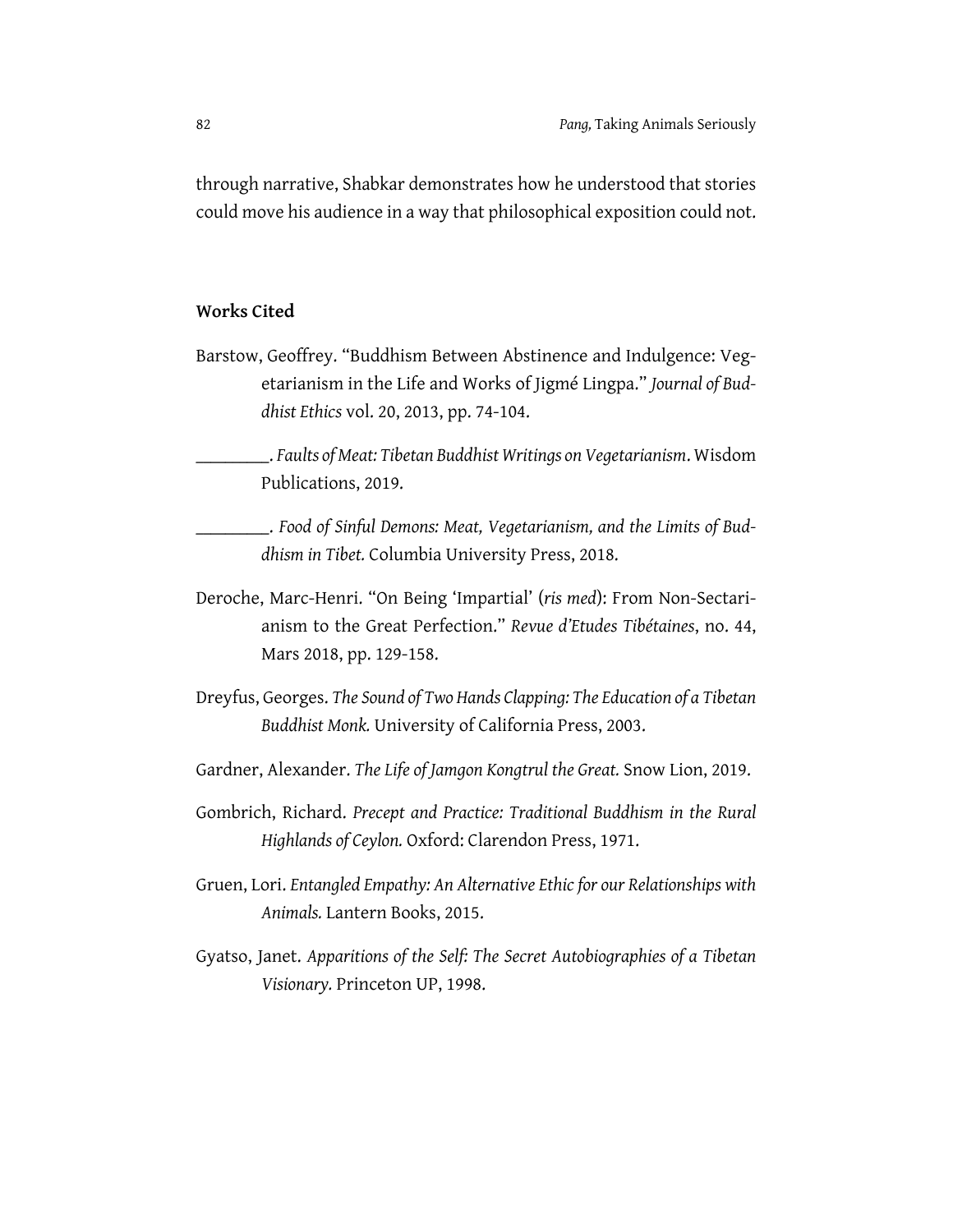through narrative, Shabkar demonstrates how he understood that stories could move his audience in a way that philosophical exposition could not.

### Works Cited

Barstow, Geoffrey. "Buddhism Between Abstinence and Indulgence: Vegetarianism in the Life and Works of Jigmé Lingpa." *Journal of Buddhist Ethics* vol. 20, 2013, pp. 74-104.

________. *Faults of Meat: Tibetan Buddhist Writings on Vegetarianism*. Wisdom Publications, 2019.

________. *Food of Sinful Demons: Meat, Vegetarianism, and the Limits of Buddhism in Tibet.* Columbia University Press, 2018.

Deroche, Marc-Henri. "On Being 'Impartial' (*ris med*): From Non-Sectarianism to the Great Perfection." *Revue d'Etudes Tibétaines*, no. 44, Mars 2018, pp. 129-158.

Dreyfus, Georges. *The Sound of Two Hands Clapping: The Education of a Tibetan Buddhist Monk.* University of California Press, 2003.

Gardner, Alexander. *The Life of Jamgon Kongtrul the Great.* Snow Lion, 2019.

Gombrich, Richard. *Precept and Practice: Traditional Buddhism in the Rural Highlands of Ceylon.* Oxford: Clarendon Press, 1971.

Gruen, Lori. *Entangled Empathy: An Alternative Ethic for our Relationships with Animals.* Lantern Books, 2015.

Gyatso, Janet. *Apparitions of the Self: The Secret Autobiographies of a Tibetan Visionary.* Princeton UP, 1998.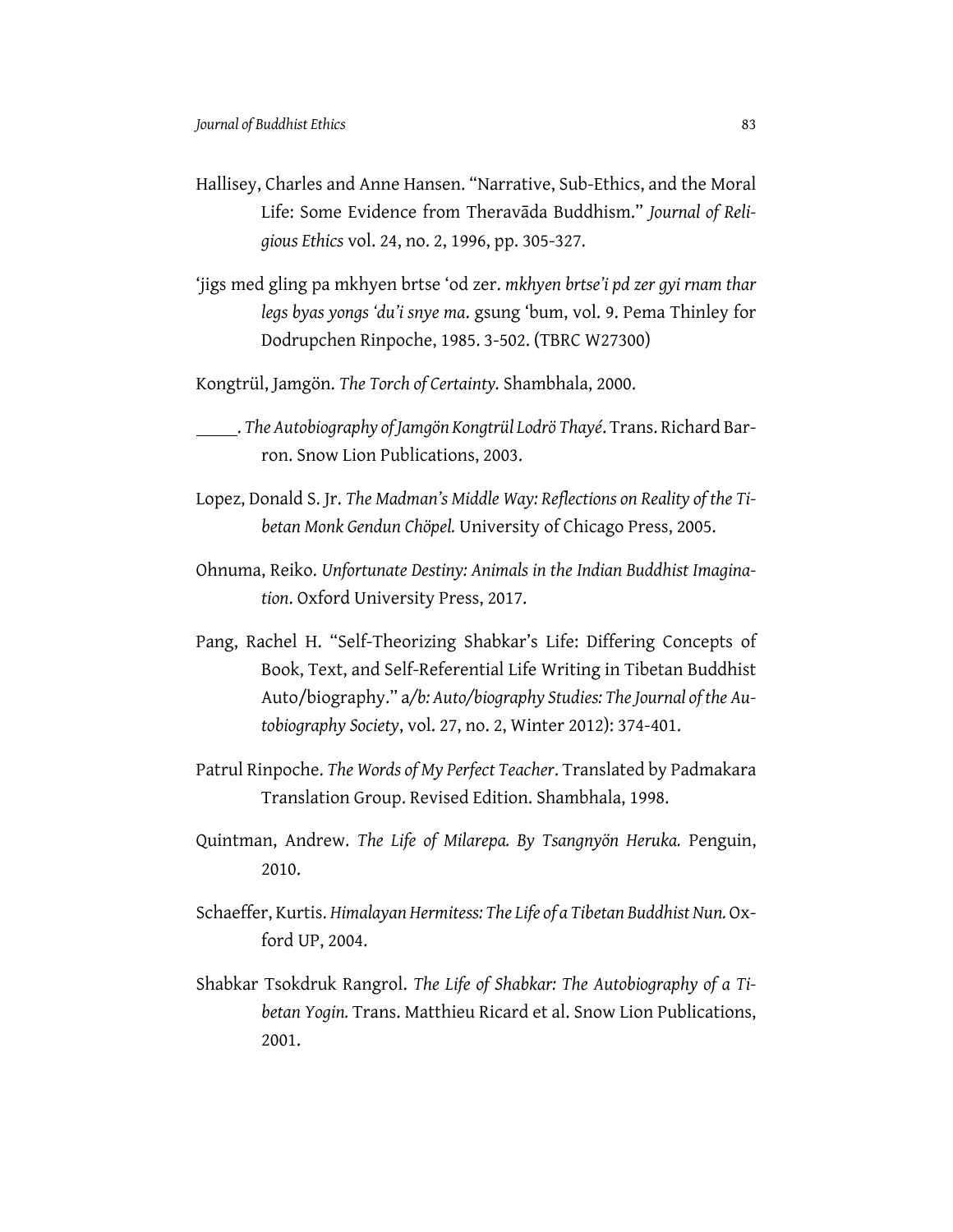Hallisey, Charles and Anne Hansen. "Narrative, Sub-Ethics, and the Moral Life: Some Evidence from Theravāda Buddhism." *Journal of Religious Ethics* vol. 24, no. 2, 1996, pp. 305-327.

'jigs med gling pa mkhyen brtse 'od zer. *mkhyen brtse'i pd zer gyi rnam thar legs byas yongs 'du'i snye ma*. gsung 'bum, vol. 9. Pema Thinley for Dodrupchen Rinpoche, 1985. 3-502. (TBRC W27300)

Kongtrül, Jamgön. *The Torch of Certainty.* Shambhala, 2000.

\_\_\_\_\_. *The Autobiography of Jamgön Kongtrül Lodrö Thayé*. Trans. Richard Barron. Snow Lion Publications, 2003.

Lopez, Donald S. Jr. *The Madman's Middle Way: Reflections on Reality of the Tibetan Monk Gendun Chöpel.* University of Chicago Press, 2005.

Ohnuma, Reiko. *Unfortunate Destiny: Animals in the Indian Buddhist Imagination*. Oxford University Press, 2017.

Pang, Rachel H. "Self-Theorizing Shabkar's Life: Differing Concepts of Book, Text, and Self-Referential Life Writing in Tibetan Buddhist Auto/biography." *a/b: Auto/biography Studies: The Journal of the Autobiography Society*, vol. 27, no. 2, Winter 2012): 374-401.

Patrul Rinpoche. *The Words of My Perfect Teacher*. Translated by Padmakara Translation Group. Revised Edition. Shambhala, 1998.

Quintman, Andrew. *The Life of Milarepa. By Tsangnyön Heruka.* Penguin, 2010.

Schaeffer, Kurtis. *Himalayan Hermitess: The Life of a Tibetan Buddhist Nun.* Oxford UP, 2004.

Shabkar Tsokdruk Rangrol. *The Life of Shabkar: The Autobiography of a Tibetan Yogin.* Trans. Matthieu Ricard et al. Snow Lion Publications, 2001.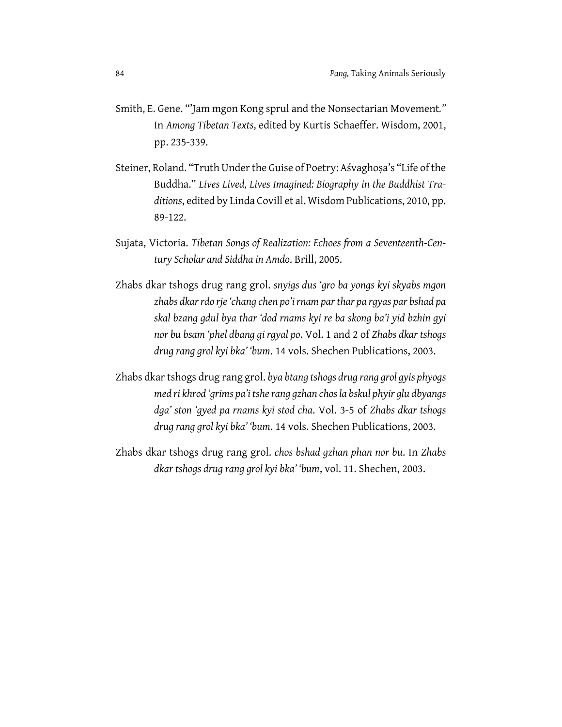Smith, E. Gene. "'Jam mgon Kong sprul and the Nonsectarian Movement." In *Among Tibetan Texts*, edited by Kurtis Schaeffer. Wisdom, 2001, pp. 235-339.

Steiner, Roland. "Truth Under the Guise of Poetry: Aśvaghoṣa's "Life of the Buddha." *Lives Lived, Lives Imagined: Biography in the Buddhist Traditions*, edited by Linda Covill et al. Wisdom Publications, 2010, pp. 89-122.

Sujata, Victoria. *Tibetan Songs of Realization: Echoes from a Seventeenth-Century Scholar and Siddha in Amdo*. Brill, 2005.

Zhabs dkar tshogs drug rang grol. *snyigs dus 'gro ba yongs kyi skyabs mgon zhabs dkar rdo rje 'chang chen po'i rnam par thar pa rgyas par bshad pa skal bzang gdul bya thar 'dod rnams kyi re ba skong ba'i yid bzhin gyi nor bu bsam 'phel dbang gi rgyal po*. Vol. 1 and 2 of *Zhabs dkar tshogs drug rang grol kyi bka' 'bum*. 14 vols. Shechen Publications, 2003.

Zhabs dkar tshogs drug rang grol. *bya btang tshogs drug rang grol gyis phyogs med ri khrod 'grims pa'i tshe rang gzhan chos la bskul phyir glu dbyangs dga' ston 'gyed pa rnams kyi stod cha*. Vol. 3-5 of *Zhabs dkar tshogs drug rang grol kyi bka' 'bum*. 14 vols. Shechen Publications, 2003.

Zhabs dkar tshogs drug rang grol. *chos bshad gzhan phan nor bu*. In *Zhabs dkar tshogs drug rang grol kyi bka' 'bum*, vol. 11. Shechen, 2003.